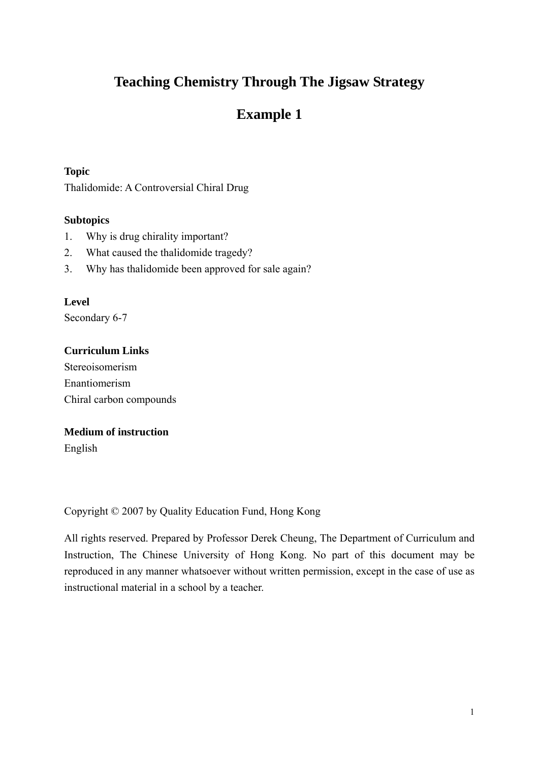# Teaching Chemistry Through The Jigsaw Strategy

# Example 1

**Topic**

Thalidomide: A Controversial Chiral Drug

**Subtopics**

1. Why is drug chirality important?
2. What caused the thalidomide tragedy?
3. Why has thalidomide been approved for sale again?

**Level**

Secondary 6-7

**Curriculum Links**

Stereoisomerism

Enantiomerism

Chiral carbon compounds

**Medium of instruction**

English

Copyright © 2007 by Quality Education Fund, Hong Kong

All rights reserved. Prepared by Professor Derek Cheung, The Department of Curriculum and Instruction, The Chinese University of Hong Kong. No part of this document may be reproduced in any manner whatsoever without written permission, except in the case of use as instructional material in a school by a teacher.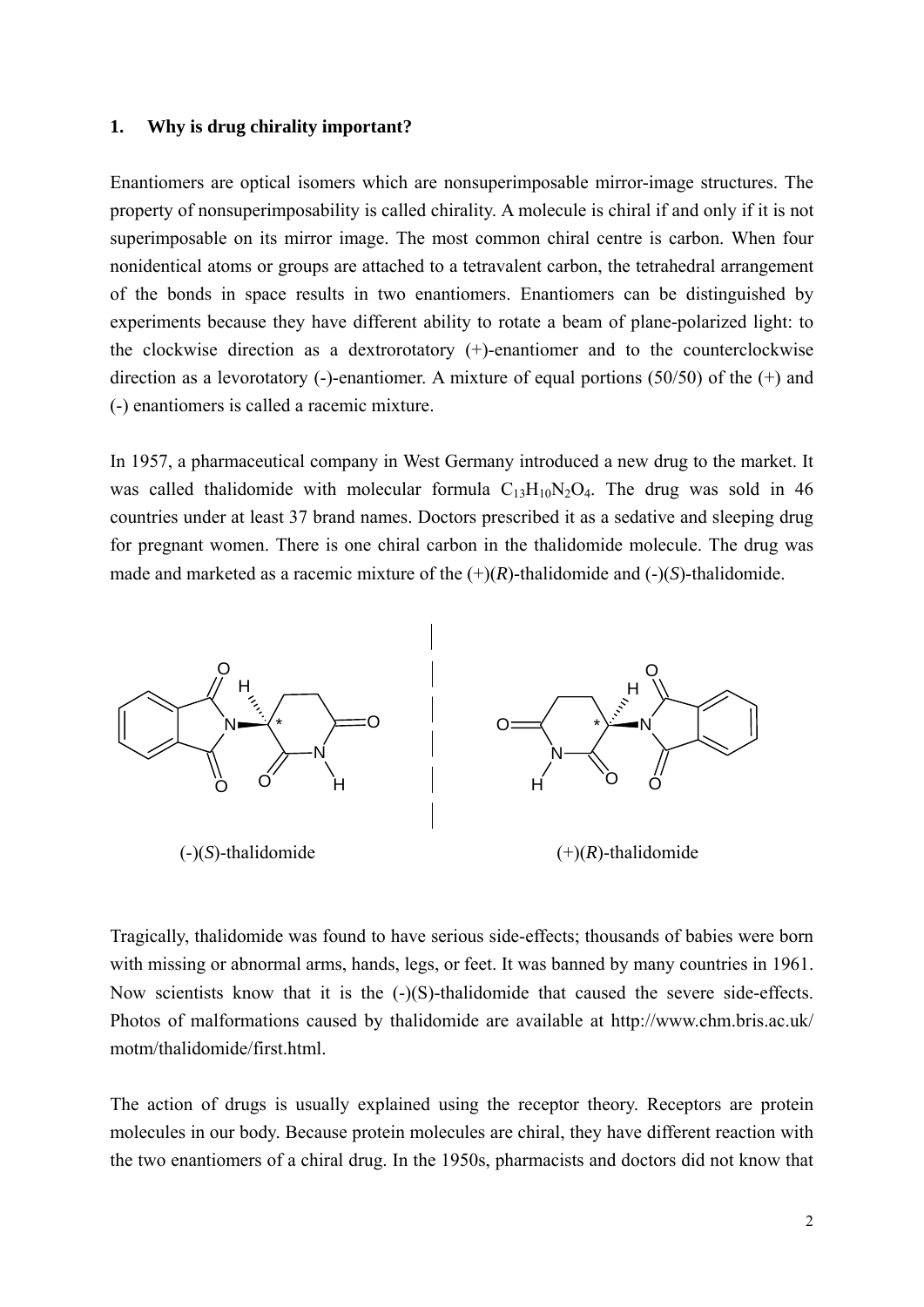## 1. Why is drug chirality important?

Enantiomers are optical isomers which are nonsuperimposable mirror-image structures. The property of nonsuperimposability is called chirality. A molecule is chiral if and only if it is not superimposable on its mirror image. The most common chiral centre is carbon. When four nonidentical atoms or groups are attached to a tetravalent carbon, the tetrahedral arrangement of the bonds in space results in two enantiomers. Enantiomers can be distinguished by experiments because they have different ability to rotate a beam of plane-polarized light: to the clockwise direction as a dextrorotatory (+)-enantiomer and to the counterclockwise direction as a levorotatory (-)-enantiomer. A mixture of equal portions (50/50) of the (+) and (-) enantiomers is called a racemic mixture.

In 1957, a pharmaceutical company in West Germany introduced a new drug to the market. It was called thalidomide with molecular formula $C_{13}H_{10}N_2O_4$. The drug was sold in 46 countries under at least 37 brand names. Doctors prescribed it as a sedative and sleeping drug for pregnant women. There is one chiral carbon in the thalidomide molecule. The drug was made and marketed as a racemic mixture of the (+)(*R*)-thalidomide and (-)(*S*)-thalidomide.

(-)(*S*)-thalidomide (+)(*R*)-thalidomide

Tragically, thalidomide was found to have serious side-effects; thousands of babies were born with missing or abnormal arms, hands, legs, or feet. It was banned by many countries in 1961. Now scientists know that it is the (-)(S)-thalidomide that caused the severe side-effects. Photos of malformations caused by thalidomide are available at http://www.chm.bris.ac.uk/motm/thalidomide/first.html.

The action of drugs is usually explained using the receptor theory. Receptors are protein molecules in our body. Because protein molecules are chiral, they have different reaction with the two enantiomers of a chiral drug. In the 1950s, pharmacists and doctors did not know that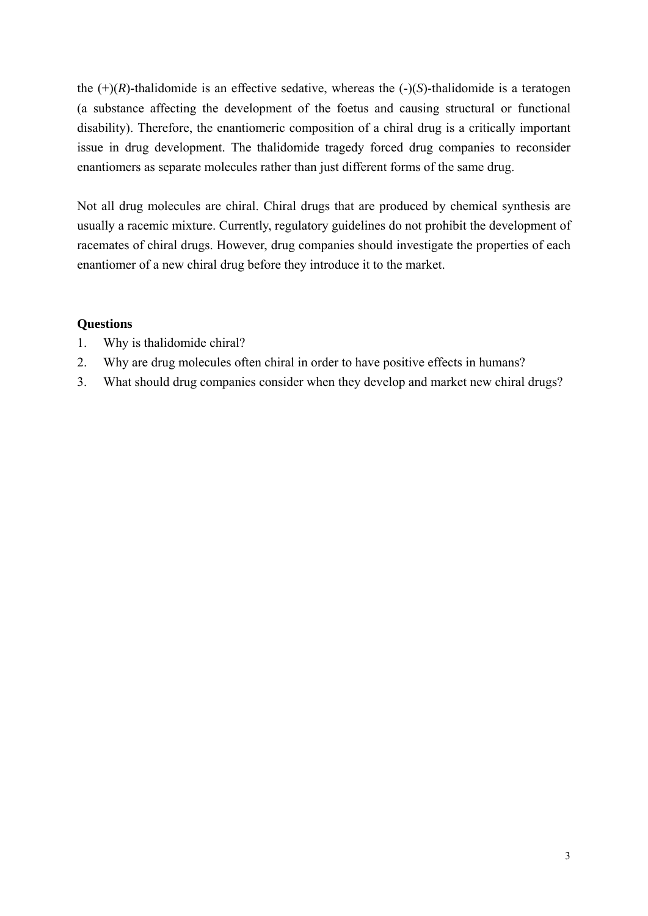the (+)(*R*)-thalidomide is an effective sedative, whereas the (-)(*S*)-thalidomide is a teratogen (a substance affecting the development of the foetus and causing structural or functional disability). Therefore, the enantiomeric composition of a chiral drug is a critically important issue in drug development. The thalidomide tragedy forced drug companies to reconsider enantiomers as separate molecules rather than just different forms of the same drug.

Not all drug molecules are chiral. Chiral drugs that are produced by chemical synthesis are usually a racemic mixture. Currently, regulatory guidelines do not prohibit the development of racemates of chiral drugs. However, drug companies should investigate the properties of each enantiomer of a new chiral drug before they introduce it to the market.

**Questions**

1. Why is thalidomide chiral?
2. Why are drug molecules often chiral in order to have positive effects in humans?
3. What should drug companies consider when they develop and market new chiral drugs?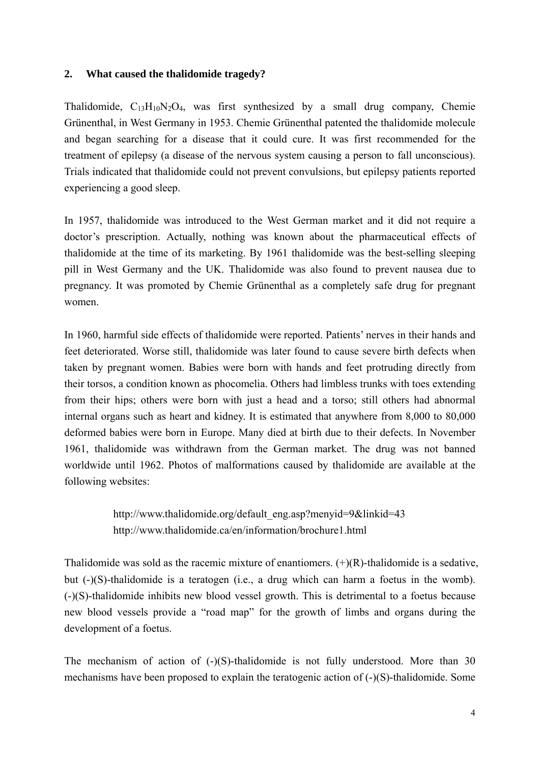## 2. What caused the thalidomide tragedy?

Thalidomide, $C_{13}H_{10}N_2O_4$, was first synthesized by a small drug company, Chemie Grünenthal, in West Germany in 1953. Chemie Grünenthal patented the thalidomide molecule and began searching for a disease that it could cure. It was first recommended for the treatment of epilepsy (a disease of the nervous system causing a person to fall unconscious). Trials indicated that thalidomide could not prevent convulsions, but epilepsy patients reported experiencing a good sleep.

In 1957, thalidomide was introduced to the West German market and it did not require a doctor's prescription. Actually, nothing was known about the pharmaceutical effects of thalidomide at the time of its marketing. By 1961 thalidomide was the best-selling sleeping pill in West Germany and the UK. Thalidomide was also found to prevent nausea due to pregnancy. It was promoted by Chemie Grünenthal as a completely safe drug for pregnant women.

In 1960, harmful side effects of thalidomide were reported. Patients' nerves in their hands and feet deteriorated. Worse still, thalidomide was later found to cause severe birth defects when taken by pregnant women. Babies were born with hands and feet protruding directly from their torsos, a condition known as phocomelia. Others had limbless trunks with toes extending from their hips; others were born with just a head and a torso; still others had abnormal internal organs such as heart and kidney. It is estimated that anywhere from 8,000 to 80,000 deformed babies were born in Europe. Many died at birth due to their defects. In November 1961, thalidomide was withdrawn from the German market. The drug was not banned worldwide until 1962. Photos of malformations caused by thalidomide are available at the following websites:

http://www.thalidomide.org/default_eng.asp?menyid=9&linkid=43
http://www.thalidomide.ca/en/information/brochure1.html

Thalidomide was sold as the racemic mixture of enantiomers. (+)(R)-thalidomide is a sedative, but (-)(S)-thalidomide is a teratogen (i.e., a drug which can harm a foetus in the womb). (-)(S)-thalidomide inhibits new blood vessel growth. This is detrimental to a foetus because new blood vessels provide a "road map" for the growth of limbs and organs during the development of a foetus.

The mechanism of action of (-)(S)-thalidomide is not fully understood. More than 30 mechanisms have been proposed to explain the teratogenic action of (-)(S)-thalidomide. Some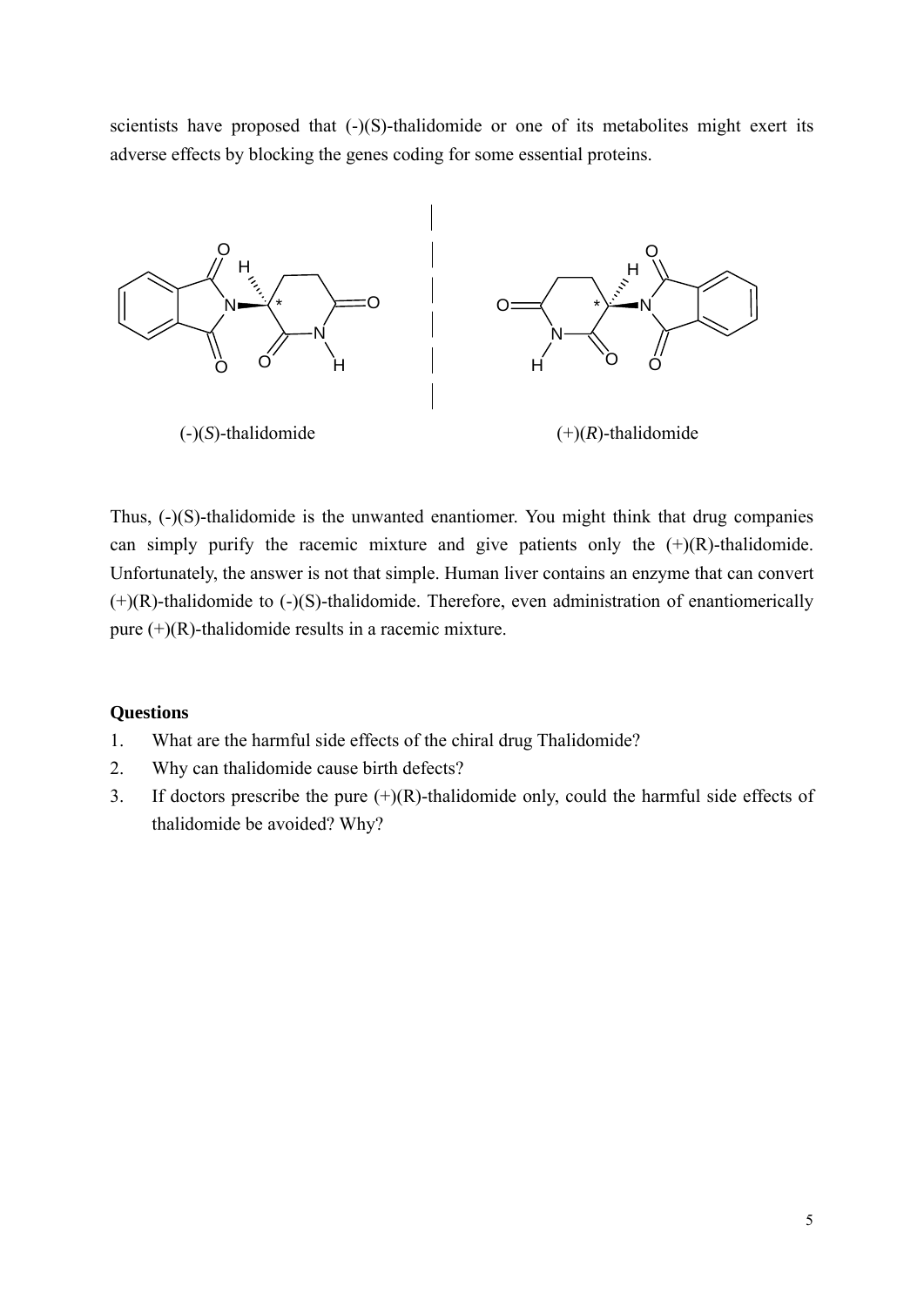scientists have proposed that (-)(S)-thalidomide or one of its metabolites might exert its adverse effects by blocking the genes coding for some essential proteins.

(-)(*S*)-thalidomide (+)(*R*)-thalidomide

Thus, (-)(S)-thalidomide is the unwanted enantiomer. You might think that drug companies can simply purify the racemic mixture and give patients only the (+)(R)-thalidomide. Unfortunately, the answer is not that simple. Human liver contains an enzyme that can convert (+)(R)-thalidomide to (-)(S)-thalidomide. Therefore, even administration of enantiomerically pure (+)(R)-thalidomide results in a racemic mixture.

**Questions**

1. What are the harmful side effects of the chiral drug Thalidomide?
2. Why can thalidomide cause birth defects?
3. If doctors prescribe the pure (+)(R)-thalidomide only, could the harmful side effects of thalidomide be avoided? Why?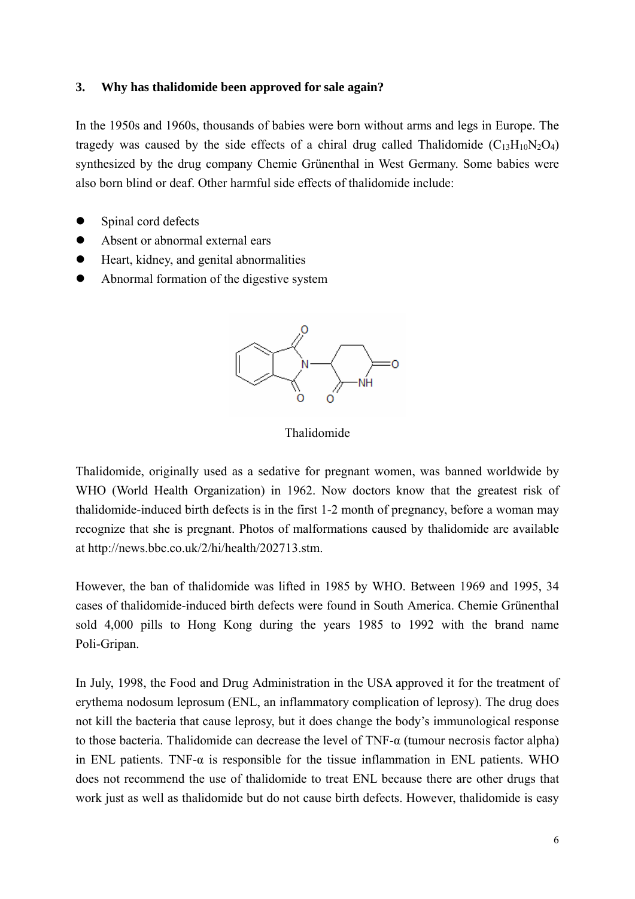### 3. Why has thalidomide been approved for sale again?

In the 1950s and 1960s, thousands of babies were born without arms and legs in Europe. The tragedy was caused by the side effects of a chiral drug called Thalidomide ($C_{13}H_{10}N_2O_4$) synthesized by the drug company Chemie Grünenthal in West Germany. Some babies were also born blind or deaf. Other harmful side effects of thalidomide include:

- Spinal cord defects
- Absent or abnormal external ears
- Heart, kidney, and genital abnormalities
- Abnormal formation of the digestive system

Thalidomide

Thalidomide, originally used as a sedative for pregnant women, was banned worldwide by WHO (World Health Organization) in 1962. Now doctors know that the greatest risk of thalidomide-induced birth defects is in the first 1-2 month of pregnancy, before a woman may recognize that she is pregnant. Photos of malformations caused by thalidomide are available at http://news.bbc.co.uk/2/hi/health/202713.stm.

However, the ban of thalidomide was lifted in 1985 by WHO. Between 1969 and 1995, 34 cases of thalidomide-induced birth defects were found in South America. Chemie Grünenthal sold 4,000 pills to Hong Kong during the years 1985 to 1992 with the brand name Poli-Gripan.

In July, 1998, the Food and Drug Administration in the USA approved it for the treatment of erythema nodosum leprosum (ENL, an inflammatory complication of leprosy). The drug does not kill the bacteria that cause leprosy, but it does change the body's immunological response to those bacteria. Thalidomide can decrease the level of TNF-α (tumour necrosis factor alpha) in ENL patients. TNF-α is responsible for the tissue inflammation in ENL patients. WHO does not recommend the use of thalidomide to treat ENL because there are other drugs that work just as well as thalidomide but do not cause birth defects. However, thalidomide is easy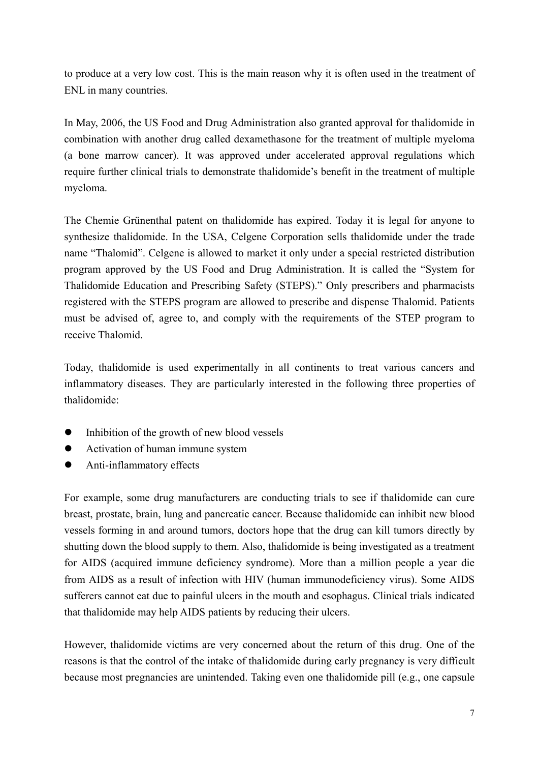to produce at a very low cost. This is the main reason why it is often used in the treatment of ENL in many countries.

In May, 2006, the US Food and Drug Administration also granted approval for thalidomide in combination with another drug called dexamethasone for the treatment of multiple myeloma (a bone marrow cancer). It was approved under accelerated approval regulations which require further clinical trials to demonstrate thalidomide's benefit in the treatment of multiple myeloma.

The Chemie Grünenthal patent on thalidomide has expired. Today it is legal for anyone to synthesize thalidomide. In the USA, Celgene Corporation sells thalidomide under the trade name "Thalomid". Celgene is allowed to market it only under a special restricted distribution program approved by the US Food and Drug Administration. It is called the "System for Thalidomide Education and Prescribing Safety (STEPS)." Only prescribers and pharmacists registered with the STEPS program are allowed to prescribe and dispense Thalomid. Patients must be advised of, agree to, and comply with the requirements of the STEP program to receive Thalomid.

Today, thalidomide is used experimentally in all continents to treat various cancers and inflammatory diseases. They are particularly interested in the following three properties of thalidomide:

- Inhibition of the growth of new blood vessels
- Activation of human immune system
- Anti-inflammatory effects

For example, some drug manufacturers are conducting trials to see if thalidomide can cure breast, prostate, brain, lung and pancreatic cancer. Because thalidomide can inhibit new blood vessels forming in and around tumors, doctors hope that the drug can kill tumors directly by shutting down the blood supply to them. Also, thalidomide is being investigated as a treatment for AIDS (acquired immune deficiency syndrome). More than a million people a year die from AIDS as a result of infection with HIV (human immunodeficiency virus). Some AIDS sufferers cannot eat due to painful ulcers in the mouth and esophagus. Clinical trials indicated that thalidomide may help AIDS patients by reducing their ulcers.

However, thalidomide victims are very concerned about the return of this drug. One of the reasons is that the control of the intake of thalidomide during early pregnancy is very difficult because most pregnancies are unintended. Taking even one thalidomide pill (e.g., one capsule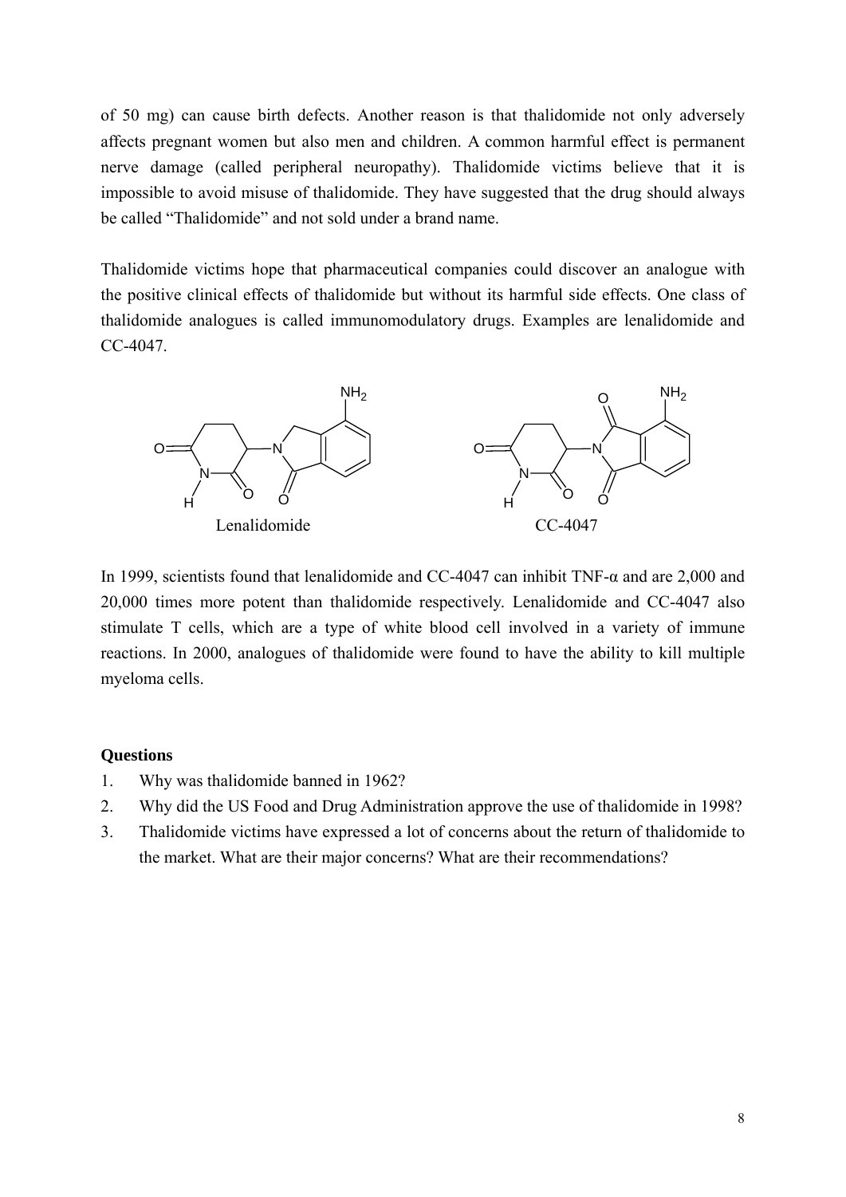of 50 mg) can cause birth defects. Another reason is that thalidomide not only adversely affects pregnant women but also men and children. A common harmful effect is permanent nerve damage (called peripheral neuropathy). Thalidomide victims believe that it is impossible to avoid misuse of thalidomide. They have suggested that the drug should always be called "Thalidomide" and not sold under a brand name.

Thalidomide victims hope that pharmaceutical companies could discover an analogue with the positive clinical effects of thalidomide but without its harmful side effects. One class of thalidomide analogues is called immunomodulatory drugs. Examples are lenalidomide and CC-4047.

Lenalidomide

CC-4047

In 1999, scientists found that lenalidomide and CC-4047 can inhibit TNF-α and are 2,000 and 20,000 times more potent than thalidomide respectively. Lenalidomide and CC-4047 also stimulate T cells, which are a type of white blood cell involved in a variety of immune reactions. In 2000, analogues of thalidomide were found to have the ability to kill multiple myeloma cells.

**Questions**

1. Why was thalidomide banned in 1962?
2. Why did the US Food and Drug Administration approve the use of thalidomide in 1998?
3. Thalidomide victims have expressed a lot of concerns about the return of thalidomide to the market. What are their major concerns? What are their recommendations?